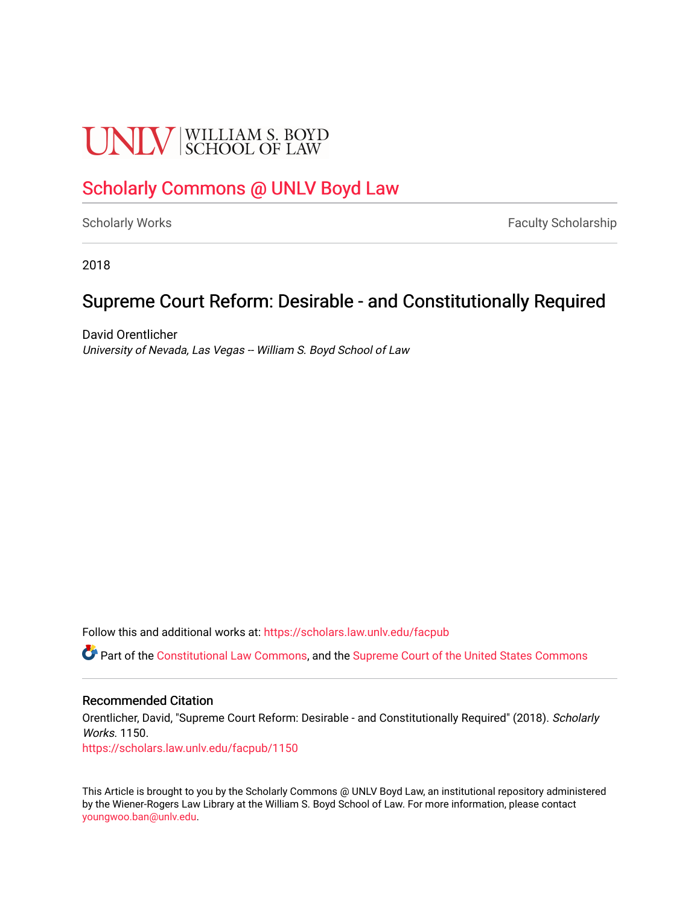UNLV | WILLIAM S. BOYD SCHOOL OF LAW

# Scholarly Commons @ UNLV Boyd Law

Scholarly Works | Faculty Scholarship

2018

## Supreme Court Reform: Desirable - and Constitutionally Required

David Orentlicher
*University of Nevada, Las Vegas -- William S. Boyd School of Law*

Follow this and additional works at: https://scholars.law.unlv.edu/facpub

Part of the Constitutional Law Commons, and the Supreme Court of the United States Commons

### Recommended Citation

Orentlicher, David, "Supreme Court Reform: Desirable - and Constitutionally Required" (2018). *Scholarly Works*. 1150.
https://scholars.law.unlv.edu/facpub/1150

This Article is brought to you by the Scholarly Commons @ UNLV Boyd Law, an institutional repository administered by the Wiener-Rogers Law Library at the William S. Boyd School of Law. For more information, please contact youngwoo.ban@unlv.edu.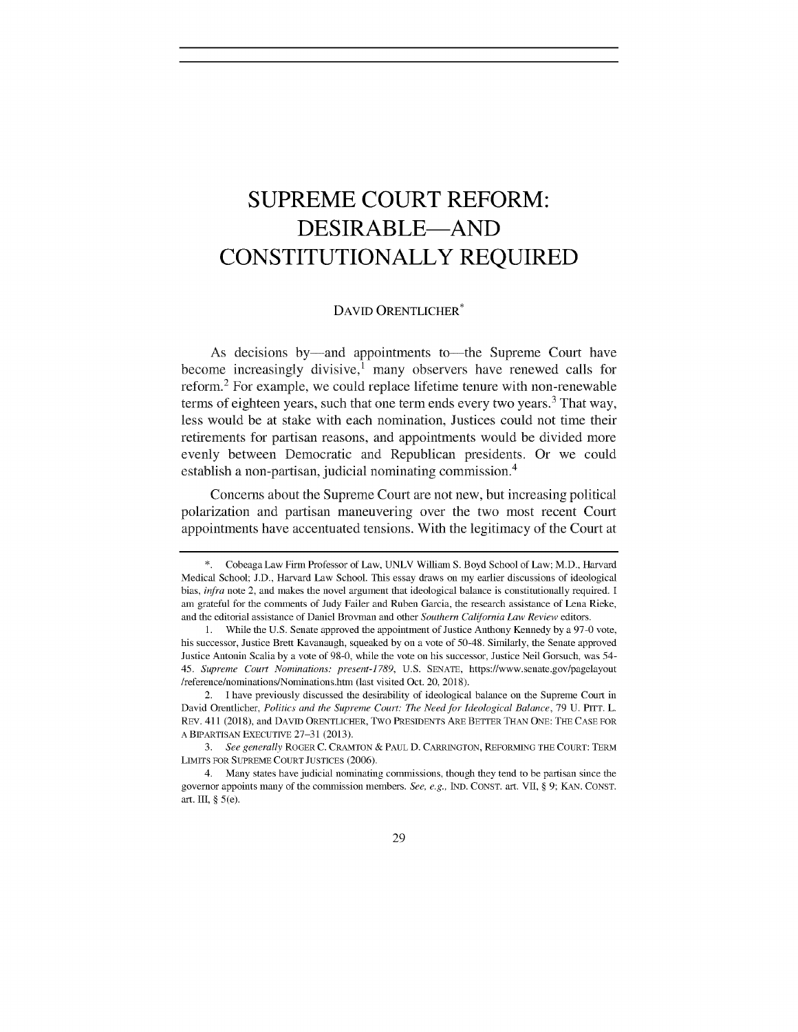# SUPREME COURT REFORM: DESIRABLE—AND CONSTITUTIONALLY REQUIRED

DAVID ORENTLICHER*

As decisions by—and appointments to—the Supreme Court have become increasingly divisive,[1] many observers have renewed calls for reform.[2] For example, we could replace lifetime tenure with non-renewable terms of eighteen years, such that one term ends every two years.[3] That way, less would be at stake with each nomination, Justices could not time their retirements for partisan reasons, and appointments would be divided more evenly between Democratic and Republican presidents. Or we could establish a non-partisan, judicial nominating commission.[4]

Concerns about the Supreme Court are not new, but increasing political polarization and partisan maneuvering over the two most recent Court appointments have accentuated tensions. With the legitimacy of the Court at

---

\*. Cobeaga Law Firm Professor of Law, UNLV William S. Boyd School of Law; M.D., Harvard Medical School; J.D., Harvard Law School. This essay draws on my earlier discussions of ideological bias, *infra* note 2, and makes the novel argument that ideological balance is constitutionally required. I am grateful for the comments of Judy Failer and Ruben Garcia, the research assistance of Lena Rieke, and the editorial assistance of Daniel Brovman and other *Southern California Law Review* editors.

1. While the U.S. Senate approved the appointment of Justice Anthony Kennedy by a 97-0 vote, his successor, Justice Brett Kavanaugh, squeaked by on a vote of 50-48. Similarly, the Senate approved Justice Antonin Scalia by a vote of 98-0, while the vote on his successor, Justice Neil Gorsuch, was 54-45. *Supreme Court Nominations: present-1789*, U.S. SENATE, https://www.senate.gov/pagelayout/reference/nominations/Nominations.htm (last visited Oct. 20, 2018).

2. I have previously discussed the desirability of ideological balance on the Supreme Court in David Orentlicher, *Politics and the Supreme Court: The Need for Ideological Balance*, 79 U. PITT. L. REV. 411 (2018), and DAVID ORENTLICHER, TWO PRESIDENTS ARE BETTER THAN ONE: THE CASE FOR A BIPARTISAN EXECUTIVE 27–31 (2013).

3. *See generally* ROGER C. CRAMTON & PAUL D. CARRINGTON, REFORMING THE COURT: TERM LIMITS FOR SUPREME COURT JUSTICES (2006).

4. Many states have judicial nominating commissions, though they tend to be partisan since the governor appoints many of the commission members. *See, e.g.*, IND. CONST. art. VII, § 9; KAN. CONST. art. III, § 5(e).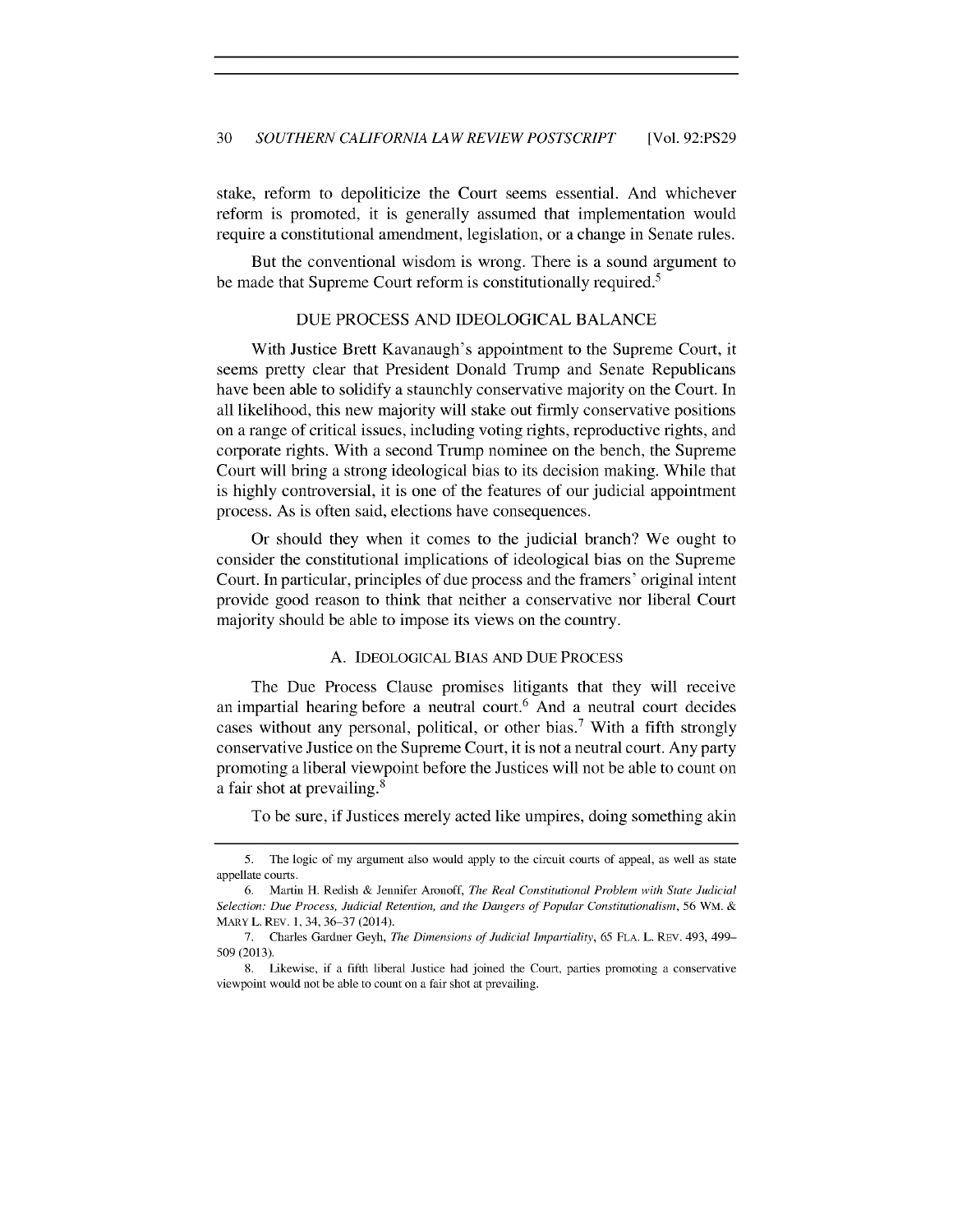stake, reform to depoliticize the Court seems essential. And whichever reform is promoted, it is generally assumed that implementation would require a constitutional amendment, legislation, or a change in Senate rules.

But the conventional wisdom is wrong. There is a sound argument to be made that Supreme Court reform is constitutionally required.[5]

## DUE PROCESS AND IDEOLOGICAL BALANCE

With Justice Brett Kavanaugh's appointment to the Supreme Court, it seems pretty clear that President Donald Trump and Senate Republicans have been able to solidify a staunchly conservative majority on the Court. In all likelihood, this new majority will stake out firmly conservative positions on a range of critical issues, including voting rights, reproductive rights, and corporate rights. With a second Trump nominee on the bench, the Supreme Court will bring a strong ideological bias to its decision making. While that is highly controversial, it is one of the features of our judicial appointment process. As is often said, elections have consequences.

Or should they when it comes to the judicial branch? We ought to consider the constitutional implications of ideological bias on the Supreme Court. In particular, principles of due process and the framers' original intent provide good reason to think that neither a conservative nor liberal Court majority should be able to impose its views on the country.

### A. IDEOLOGICAL BIAS AND DUE PROCESS

The Due Process Clause promises litigants that they will receive an impartial hearing before a neutral court.[6] And a neutral court decides cases without any personal, political, or other bias.[7] With a fifth strongly conservative Justice on the Supreme Court, it is not a neutral court. Any party promoting a liberal viewpoint before the Justices will not be able to count on a fair shot at prevailing.[8]

To be sure, if Justices merely acted like umpires, doing something akin

---

5. The logic of my argument also would apply to the circuit courts of appeal, as well as state appellate courts.

6. Martin H. Redish & Jennifer Aronoff, *The Real Constitutional Problem with State Judicial Selection: Due Process, Judicial Retention, and the Dangers of Popular Constitutionalism*, 56 WM. & MARY L. REV. 1, 34, 36–37 (2014).

7. Charles Gardner Geyh, *The Dimensions of Judicial Impartiality*, 65 FLA. L. REV. 493, 499–509 (2013).

8. Likewise, if a fifth liberal Justice had joined the Court, parties promoting a conservative viewpoint would not be able to count on a fair shot at prevailing.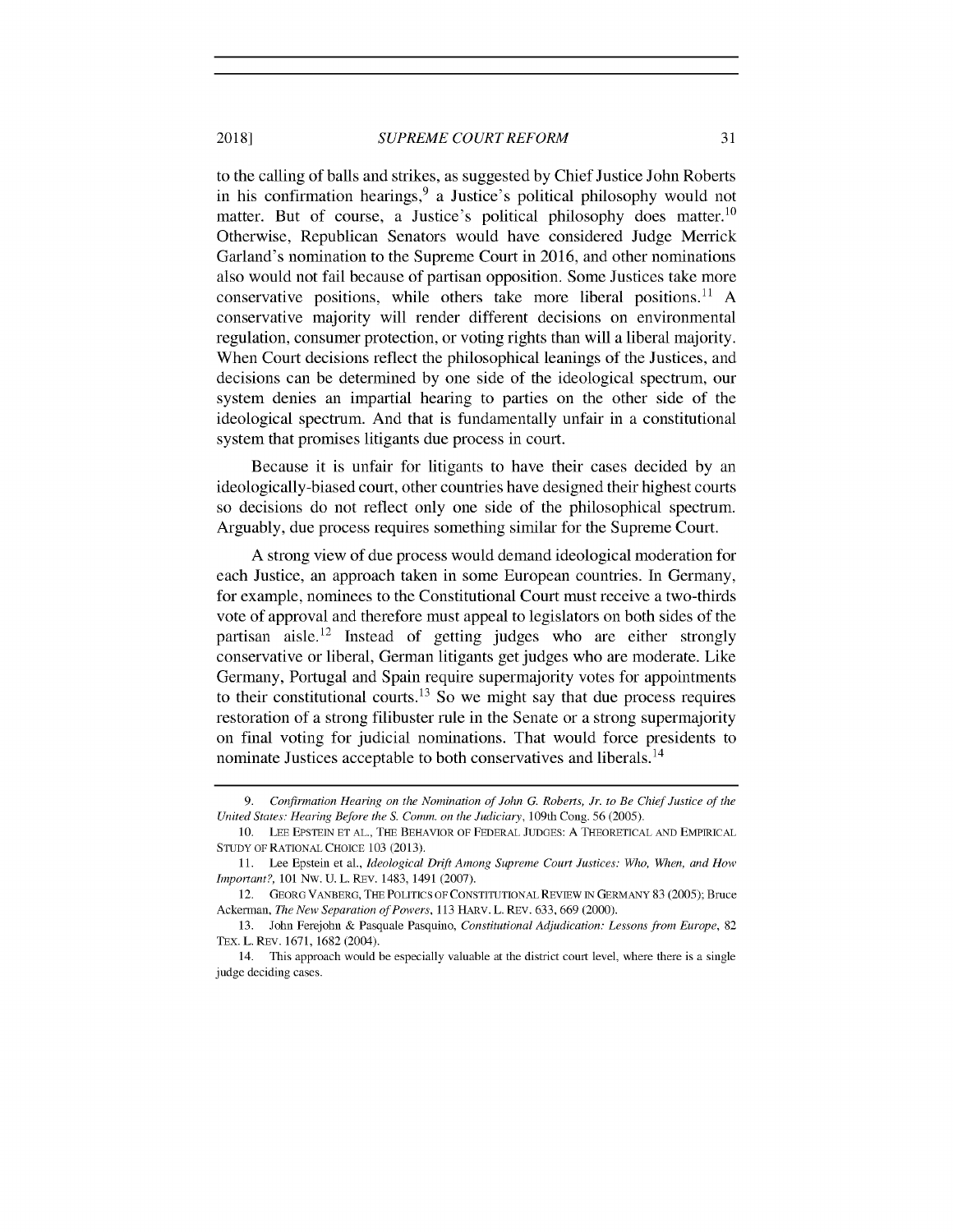to the calling of balls and strikes, as suggested by Chief Justice John Roberts in his confirmation hearings,[9] a Justice's political philosophy would not matter. But of course, a Justice's political philosophy does matter.[10] Otherwise, Republican Senators would have considered Judge Merrick Garland's nomination to the Supreme Court in 2016, and other nominations also would not fail because of partisan opposition. Some Justices take more conservative positions, while others take more liberal positions.[11] A conservative majority will render different decisions on environmental regulation, consumer protection, or voting rights than will a liberal majority. When Court decisions reflect the philosophical leanings of the Justices, and decisions can be determined by one side of the ideological spectrum, our system denies an impartial hearing to parties on the other side of the ideological spectrum. And that is fundamentally unfair in a constitutional system that promises litigants due process in court.

Because it is unfair for litigants to have their cases decided by an ideologically-biased court, other countries have designed their highest courts so decisions do not reflect only one side of the philosophical spectrum. Arguably, due process requires something similar for the Supreme Court.

A strong view of due process would demand ideological moderation for each Justice, an approach taken in some European countries. In Germany, for example, nominees to the Constitutional Court must receive a two-thirds vote of approval and therefore must appeal to legislators on both sides of the partisan aisle.[12] Instead of getting judges who are either strongly conservative or liberal, German litigants get judges who are moderate. Like Germany, Portugal and Spain require supermajority votes for appointments to their constitutional courts.[13] So we might say that due process requires restoration of a strong filibuster rule in the Senate or a strong supermajority on final voting for judicial nominations. That would force presidents to nominate Justices acceptable to both conservatives and liberals.[14]

---

9. *Confirmation Hearing on the Nomination of John G. Roberts, Jr. to Be Chief Justice of the United States: Hearing Before the S. Comm. on the Judiciary*, 109th Cong. 56 (2005).

10. LEE EPSTEIN ET AL., THE BEHAVIOR OF FEDERAL JUDGES: A THEORETICAL AND EMPIRICAL STUDY OF RATIONAL CHOICE 103 (2013).

11. Lee Epstein et al., *Ideological Drift Among Supreme Court Justices: Who, When, and How Important?*, 101 NW. U. L. REV. 1483, 1491 (2007).

12. GEORG VANBERG, THE POLITICS OF CONSTITUTIONAL REVIEW IN GERMANY 83 (2005); Bruce Ackerman, *The New Separation of Powers*, 113 HARV. L. REV. 633, 669 (2000).

13. John Ferejohn & Pasquale Pasquino, *Constitutional Adjudication: Lessons from Europe*, 82 TEX. L. REV. 1671, 1682 (2004).

14. This approach would be especially valuable at the district court level, where there is a single judge deciding cases.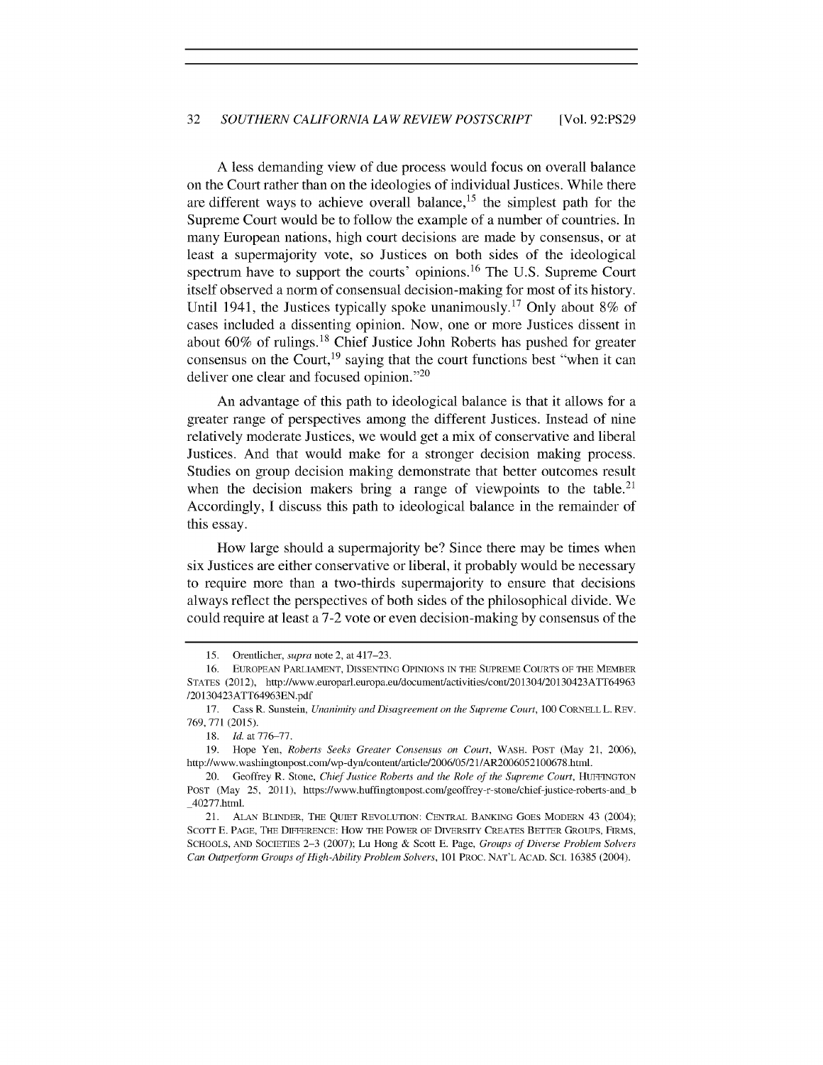A less demanding view of due process would focus on overall balance on the Court rather than on the ideologies of individual Justices. While there are different ways to achieve overall balance,[15] the simplest path for the Supreme Court would be to follow the example of a number of countries. In many European nations, high court decisions are made by consensus, or at least a supermajority vote, so Justices on both sides of the ideological spectrum have to support the courts' opinions.[16] The U.S. Supreme Court itself observed a norm of consensual decision-making for most of its history. Until 1941, the Justices typically spoke unanimously.[17] Only about 8% of cases included a dissenting opinion. Now, one or more Justices dissent in about 60% of rulings.[18] Chief Justice John Roberts has pushed for greater consensus on the Court,[19] saying that the court functions best "when it can deliver one clear and focused opinion."[20]

An advantage of this path to ideological balance is that it allows for a greater range of perspectives among the different Justices. Instead of nine relatively moderate Justices, we would get a mix of conservative and liberal Justices. And that would make for a stronger decision making process. Studies on group decision making demonstrate that better outcomes result when the decision makers bring a range of viewpoints to the table.[21] Accordingly, I discuss this path to ideological balance in the remainder of this essay.

How large should a supermajority be? Since there may be times when six Justices are either conservative or liberal, it probably would be necessary to require more than a two-thirds supermajority to ensure that decisions always reflect the perspectives of both sides of the philosophical divide. We could require at least a 7-2 vote or even decision-making by consensus of the

---

15. Orentlicher, *supra* note 2, at 417–23.

16. EUROPEAN PARLIAMENT, DISSENTING OPINIONS IN THE SUPREME COURTS OF THE MEMBER STATES (2012), http://www.europarl.europa.eu/document/activities/cont/201304/20130423ATT64963/20130423ATT64963EN.pdf

17. Cass R. Sunstein, *Unanimity and Disagreement on the Supreme Court*, 100 CORNELL L. REV. 769, 771 (2015).

18. *Id.* at 776–77.

19. Hope Yen, *Roberts Seeks Greater Consensus on Court*, WASH. POST (May 21, 2006), http://www.washingtonpost.com/wp-dyn/content/article/2006/05/21/AR2006052100678.html.

20. Geoffrey R. Stone, *Chief Justice Roberts and the Role of the Supreme Court*, HUFFINGTON POST (May 25, 2011), https://www.huffingtonpost.com/geoffrey-r-stone/chief-justice-roberts-and_b_40277.html.

21. ALAN BLINDER, THE QUIET REVOLUTION: CENTRAL BANKING GOES MODERN 43 (2004); SCOTT E. PAGE, THE DIFFERENCE: HOW THE POWER OF DIVERSITY CREATES BETTER GROUPS, FIRMS, SCHOOLS, AND SOCIETIES 2–3 (2007); Lu Hong & Scott E. Page, *Groups of Diverse Problem Solvers Can Outperform Groups of High-Ability Problem Solvers*, 101 PROC. NAT'L ACAD. SCI. 16385 (2004).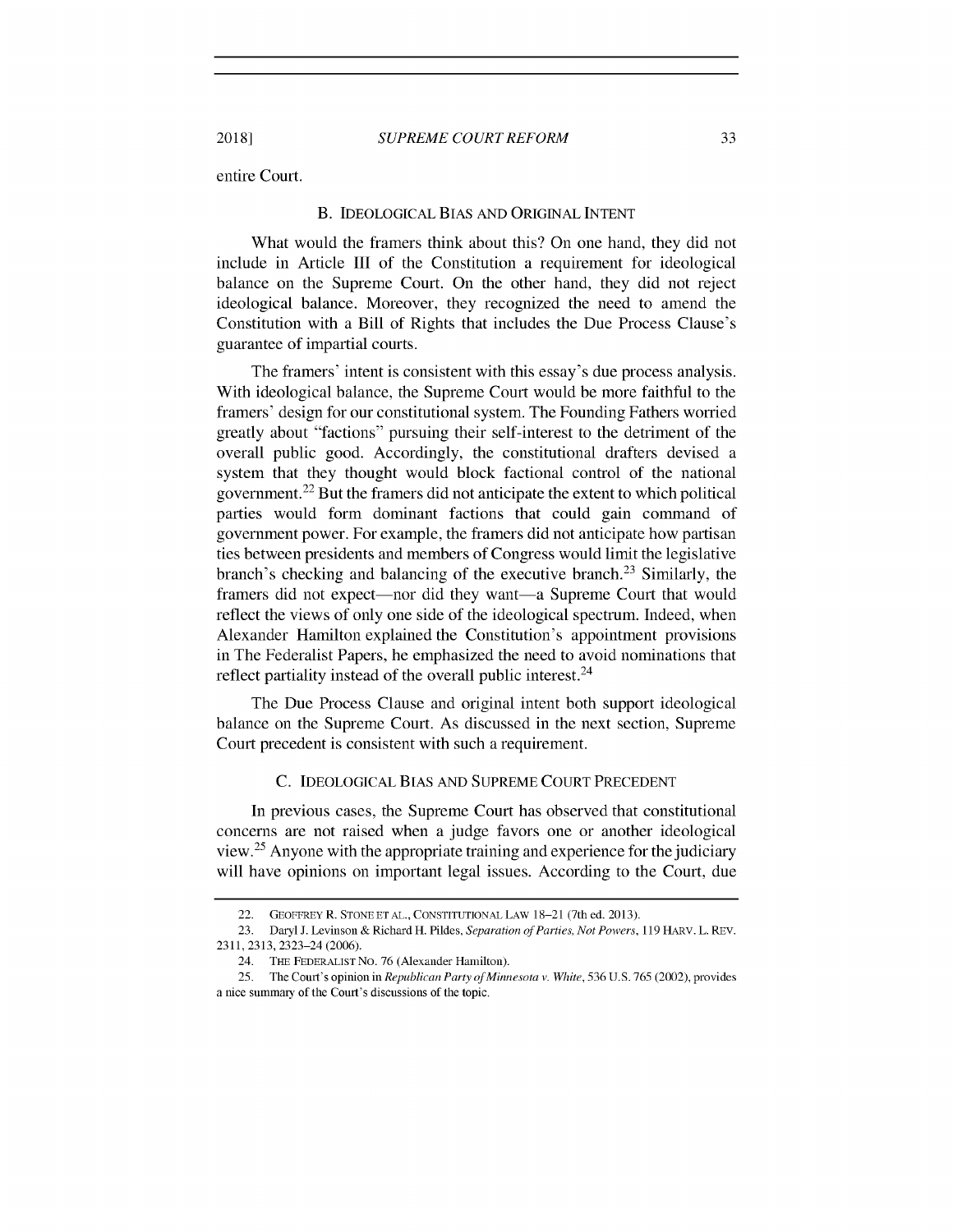entire Court.

### B. IDEOLOGICAL BIAS AND ORIGINAL INTENT

What would the framers think about this? On one hand, they did not include in Article III of the Constitution a requirement for ideological balance on the Supreme Court. On the other hand, they did not reject ideological balance. Moreover, they recognized the need to amend the Constitution with a Bill of Rights that includes the Due Process Clause's guarantee of impartial courts.

The framers' intent is consistent with this essay's due process analysis. With ideological balance, the Supreme Court would be more faithful to the framers' design for our constitutional system. The Founding Fathers worried greatly about "factions" pursuing their self-interest to the detriment of the overall public good. Accordingly, the constitutional drafters devised a system that they thought would block factional control of the national government.[22] But the framers did not anticipate the extent to which political parties would form dominant factions that could gain command of government power. For example, the framers did not anticipate how partisan ties between presidents and members of Congress would limit the legislative branch's checking and balancing of the executive branch.[23] Similarly, the framers did not expect—nor did they want—a Supreme Court that would reflect the views of only one side of the ideological spectrum. Indeed, when Alexander Hamilton explained the Constitution's appointment provisions in The Federalist Papers, he emphasized the need to avoid nominations that reflect partiality instead of the overall public interest.[24]

The Due Process Clause and original intent both support ideological balance on the Supreme Court. As discussed in the next section, Supreme Court precedent is consistent with such a requirement.

### C. IDEOLOGICAL BIAS AND SUPREME COURT PRECEDENT

In previous cases, the Supreme Court has observed that constitutional concerns are not raised when a judge favors one or another ideological view.[25] Anyone with the appropriate training and experience for the judiciary will have opinions on important legal issues. According to the Court, due

---

22. GEOFFREY R. STONE ET AL., CONSTITUTIONAL LAW 18–21 (7th ed. 2013).

23. Daryl J. Levinson & Richard H. Pildes, *Separation of Parties, Not Powers*, 119 HARV. L. REV. 2311, 2313, 2323–24 (2006).

24. THE FEDERALIST NO. 76 (Alexander Hamilton).

25. The Court's opinion in *Republican Party of Minnesota v. White*, 536 U.S. 765 (2002), provides a nice summary of the Court's discussions of the topic.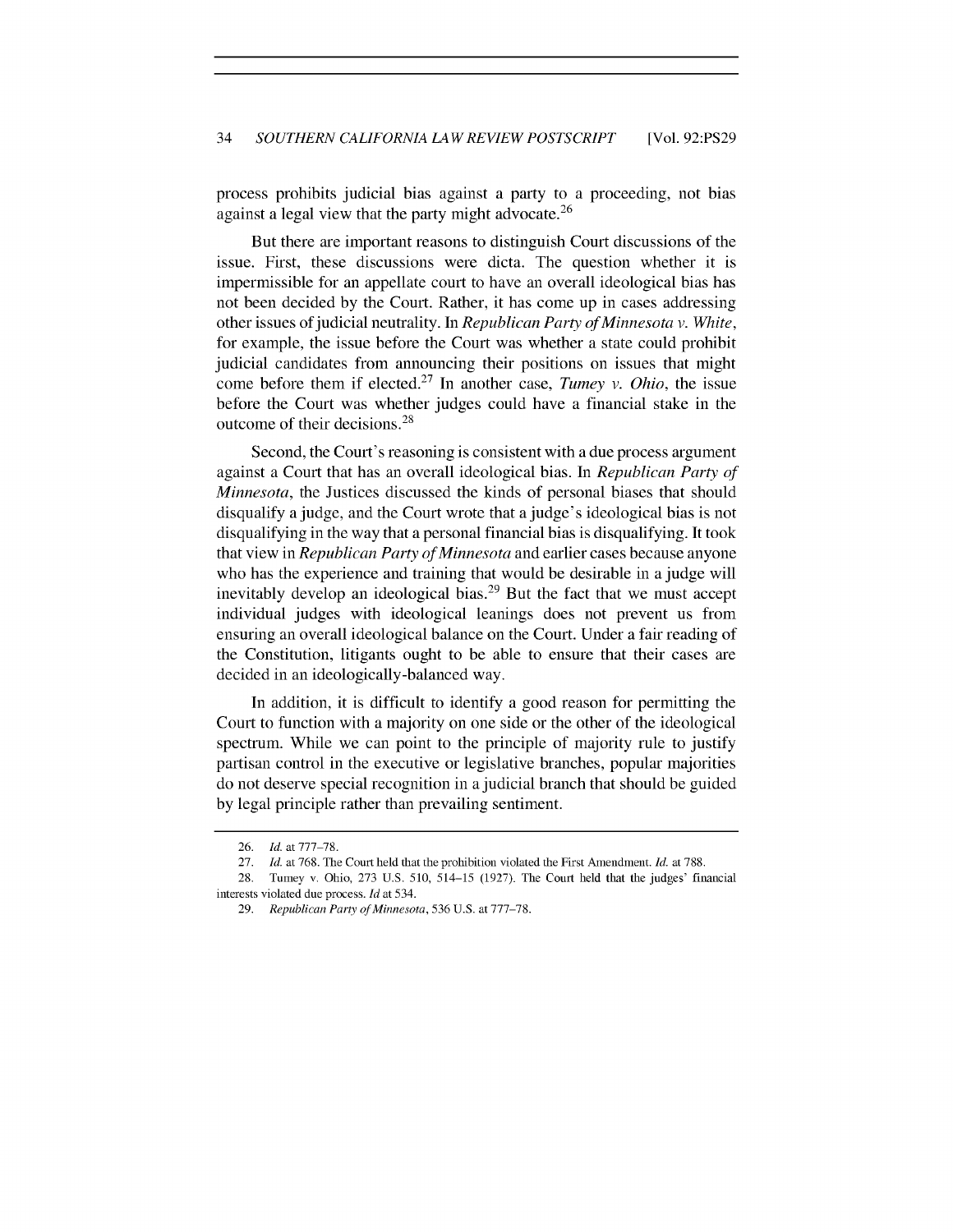process prohibits judicial bias against a party to a proceeding, not bias against a legal view that the party might advocate.[26]

But there are important reasons to distinguish Court discussions of the issue. First, these discussions were dicta. The question whether it is impermissible for an appellate court to have an overall ideological bias has not been decided by the Court. Rather, it has come up in cases addressing other issues of judicial neutrality. In *Republican Party of Minnesota v. White*, for example, the issue before the Court was whether a state could prohibit judicial candidates from announcing their positions on issues that might come before them if elected.[27] In another case, *Tumey v. Ohio*, the issue before the Court was whether judges could have a financial stake in the outcome of their decisions.[28]

Second, the Court's reasoning is consistent with a due process argument against a Court that has an overall ideological bias. In *Republican Party of Minnesota*, the Justices discussed the kinds of personal biases that should disqualify a judge, and the Court wrote that a judge's ideological bias is not disqualifying in the way that a personal financial bias is disqualifying. It took that view in *Republican Party of Minnesota* and earlier cases because anyone who has the experience and training that would be desirable in a judge will inevitably develop an ideological bias.[29] But the fact that we must accept individual judges with ideological leanings does not prevent us from ensuring an overall ideological balance on the Court. Under a fair reading of the Constitution, litigants ought to be able to ensure that their cases are decided in an ideologically-balanced way.

In addition, it is difficult to identify a good reason for permitting the Court to function with a majority on one side or the other of the ideological spectrum. While we can point to the principle of majority rule to justify partisan control in the executive or legislative branches, popular majorities do not deserve special recognition in a judicial branch that should be guided by legal principle rather than prevailing sentiment.

---

26. *Id.* at 777–78.

27. *Id.* at 768. The Court held that the prohibition violated the First Amendment. *Id.* at 788.

28. Tumey v. Ohio, 273 U.S. 510, 514–15 (1927). The Court held that the judges' financial interests violated due process. *Id* at 534.

29. *Republican Party of Minnesota*, 536 U.S. at 777–78.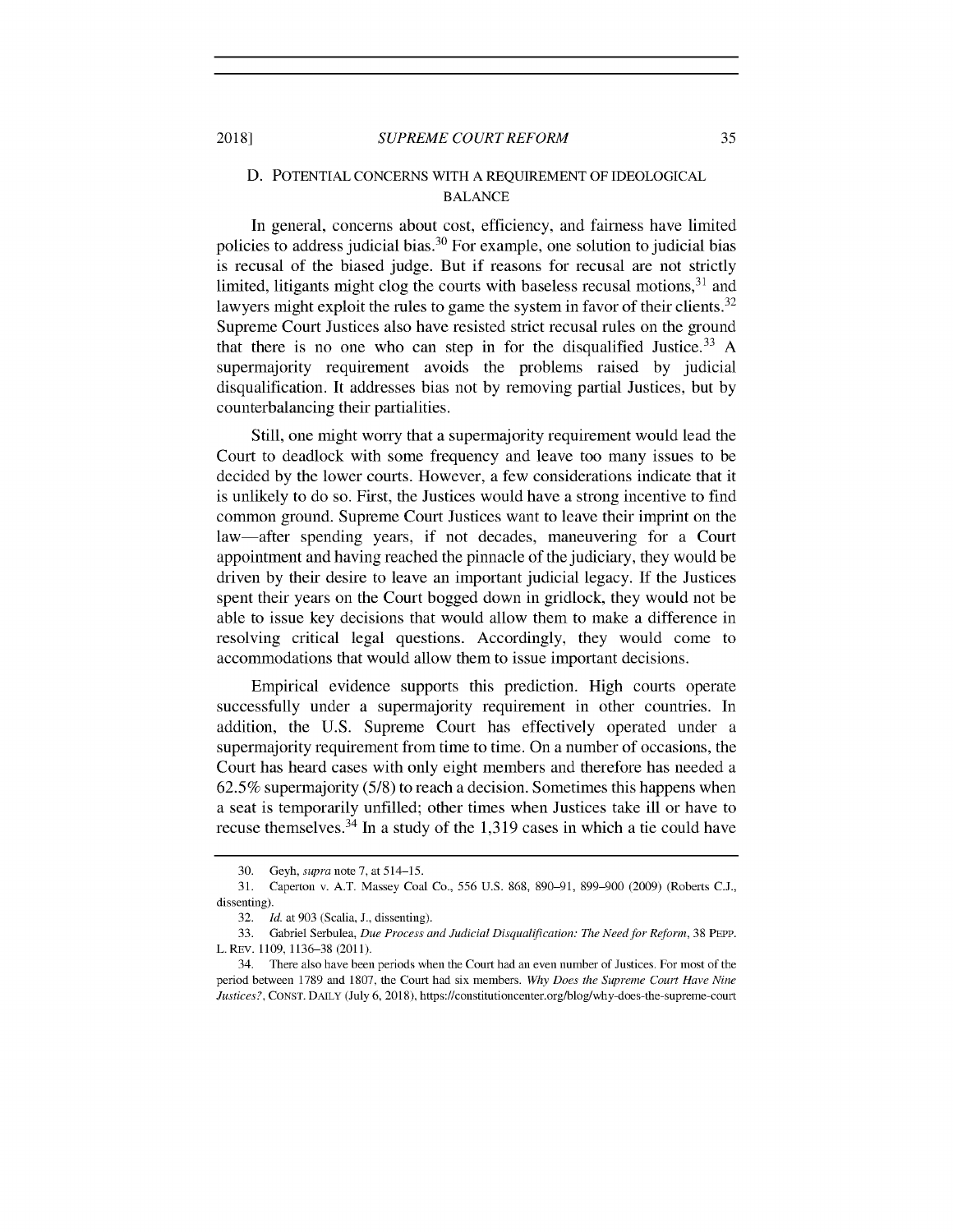### D. Potential concerns with a requirement of ideological balance

In general, concerns about cost, efficiency, and fairness have limited policies to address judicial bias.[30] For example, one solution to judicial bias is recusal of the biased judge. But if reasons for recusal are not strictly limited, litigants might clog the courts with baseless recusal motions,[31] and lawyers might exploit the rules to game the system in favor of their clients.[32] Supreme Court Justices also have resisted strict recusal rules on the ground that there is no one who can step in for the disqualified Justice.[33] A supermajority requirement avoids the problems raised by judicial disqualification. It addresses bias not by removing partial Justices, but by counterbalancing their partialities.

Still, one might worry that a supermajority requirement would lead the Court to deadlock with some frequency and leave too many issues to be decided by the lower courts. However, a few considerations indicate that it is unlikely to do so. First, the Justices would have a strong incentive to find common ground. Supreme Court Justices want to leave their imprint on the law—after spending years, if not decades, maneuvering for a Court appointment and having reached the pinnacle of the judiciary, they would be driven by their desire to leave an important judicial legacy. If the Justices spent their years on the Court bogged down in gridlock, they would not be able to issue key decisions that would allow them to make a difference in resolving critical legal questions. Accordingly, they would come to accommodations that would allow them to issue important decisions.

Empirical evidence supports this prediction. High courts operate successfully under a supermajority requirement in other countries. In addition, the U.S. Supreme Court has effectively operated under a supermajority requirement from time to time. On a number of occasions, the Court has heard cases with only eight members and therefore has needed a 62.5% supermajority (5/8) to reach a decision. Sometimes this happens when a seat is temporarily unfilled; other times when Justices take ill or have to recuse themselves.[34] In a study of the 1,319 cases in which a tie could have

---

30. Geyh, *supra* note 7, at 514–15.

31. Caperton v. A.T. Massey Coal Co., 556 U.S. 868, 890–91, 899–900 (2009) (Roberts C.J., dissenting).

32. *Id.* at 903 (Scalia, J., dissenting).

33. Gabriel Serbulea, *Due Process and Judicial Disqualification: The Need for Reform*, 38 PEPP. L. REV. 1109, 1136–38 (2011).

34. There also have been periods when the Court had an even number of Justices. For most of the period between 1789 and 1807, the Court had six members. *Why Does the Supreme Court Have Nine Justices?*, CONST. DAILY (July 6, 2018), https://constitutioncenter.org/blog/why-does-the-supreme-court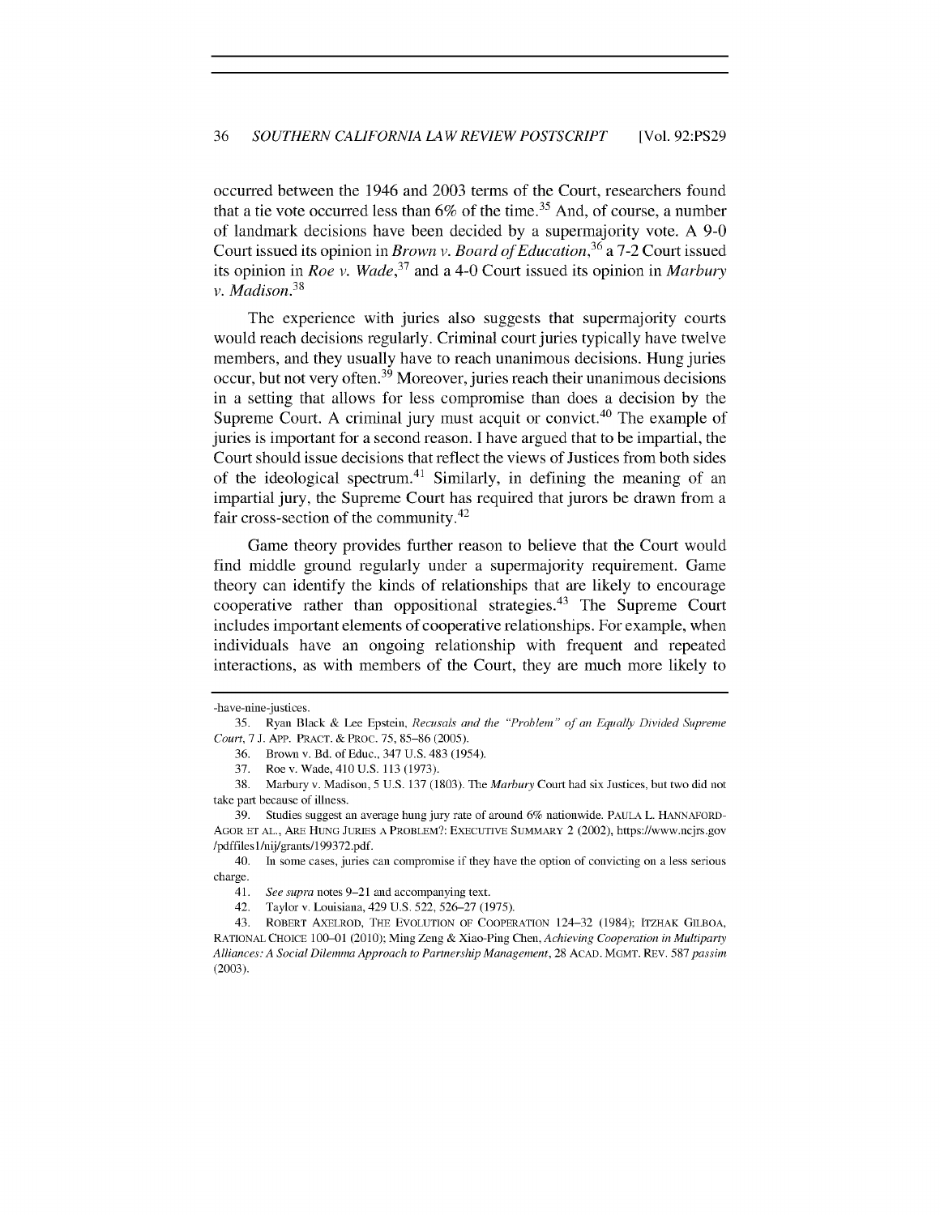occurred between the 1946 and 2003 terms of the Court, researchers found that a tie vote occurred less than 6% of the time.[35] And, of course, a number of landmark decisions have been decided by a supermajority vote. A 9-0 Court issued its opinion in *Brown v. Board of Education*,[36] a 7-2 Court issued its opinion in *Roe v. Wade*,[37] and a 4-0 Court issued its opinion in *Marbury v. Madison*.[38]

The experience with juries also suggests that supermajority courts would reach decisions regularly. Criminal court juries typically have twelve members, and they usually have to reach unanimous decisions. Hung juries occur, but not very often.[39] Moreover, juries reach their unanimous decisions in a setting that allows for less compromise than does a decision by the Supreme Court. A criminal jury must acquit or convict.[40] The example of juries is important for a second reason. I have argued that to be impartial, the Court should issue decisions that reflect the views of Justices from both sides of the ideological spectrum.[41] Similarly, in defining the meaning of an impartial jury, the Supreme Court has required that jurors be drawn from a fair cross-section of the community.[42]

Game theory provides further reason to believe that the Court would find middle ground regularly under a supermajority requirement. Game theory can identify the kinds of relationships that are likely to encourage cooperative rather than oppositional strategies.[43] The Supreme Court includes important elements of cooperative relationships. For example, when individuals have an ongoing relationship with frequent and repeated interactions, as with members of the Court, they are much more likely to

---

-have-nine-justices.

35. Ryan Black & Lee Epstein, *Recusals and the "Problem" of an Equally Divided Supreme Court*, 7 J. APP. PRACT. & PROC. 75, 85–86 (2005).

36. Brown v. Bd. of Educ., 347 U.S. 483 (1954).

37. Roe v. Wade, 410 U.S. 113 (1973).

38. Marbury v. Madison, 5 U.S. 137 (1803). The *Marbury* Court had six Justices, but two did not take part because of illness.

39. Studies suggest an average hung jury rate of around 6% nationwide. PAULA L. HANNAFORD-AGOR ET AL., ARE HUNG JURIES A PROBLEM?: EXECUTIVE SUMMARY 2 (2002), https://www.ncjrs.gov/pdffiles1/nij/grants/199372.pdf.

40. In some cases, juries can compromise if they have the option of convicting on a less serious charge.

41. *See supra* notes 9–21 and accompanying text.

42. Taylor v. Louisiana, 429 U.S. 522, 526–27 (1975).

43. ROBERT AXELROD, THE EVOLUTION OF COOPERATION 124–32 (1984); ITZHAK GILBOA, RATIONAL CHOICE 100–01 (2010); Ming Zeng & Xiao-Ping Chen, *Achieving Cooperation in Multiparty Alliances: A Social Dilemma Approach to Partnership Management*, 28 ACAD. MGMT. REV. 587 *passim* (2003).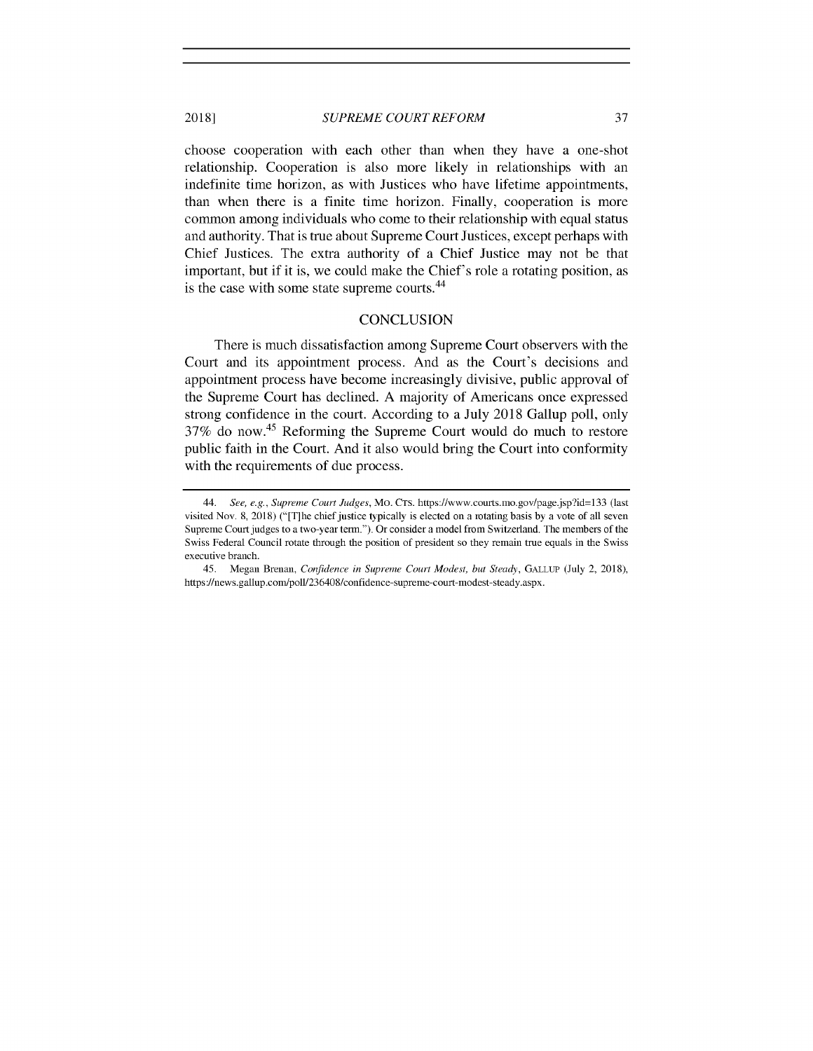choose cooperation with each other than when they have a one-shot relationship. Cooperation is also more likely in relationships with an indefinite time horizon, as with Justices who have lifetime appointments, than when there is a finite time horizon. Finally, cooperation is more common among individuals who come to their relationship with equal status and authority. That is true about Supreme Court Justices, except perhaps with Chief Justices. The extra authority of a Chief Justice may not be that important, but if it is, we could make the Chief's role a rotating position, as is the case with some state supreme courts.[44]

## CONCLUSION

There is much dissatisfaction among Supreme Court observers with the Court and its appointment process. And as the Court's decisions and appointment process have become increasingly divisive, public approval of the Supreme Court has declined. A majority of Americans once expressed strong confidence in the court. According to a July 2018 Gallup poll, only 37% do now.[45] Reforming the Supreme Court would do much to restore public faith in the Court. And it also would bring the Court into conformity with the requirements of due process.

---

44. *See, e.g.*, *Supreme Court Judges*, MO. CTS. https://www.courts.mo.gov/page.jsp?id=133 (last visited Nov. 8, 2018) ("[T]he chief justice typically is elected on a rotating basis by a vote of all seven Supreme Court judges to a two-year term."). Or consider a model from Switzerland. The members of the Swiss Federal Council rotate through the position of president so they remain true equals in the Swiss executive branch.

45. Megan Brenan, *Confidence in Supreme Court Modest, but Steady*, GALLUP (July 2, 2018), https://news.gallup.com/poll/236408/confidence-supreme-court-modest-steady.aspx.